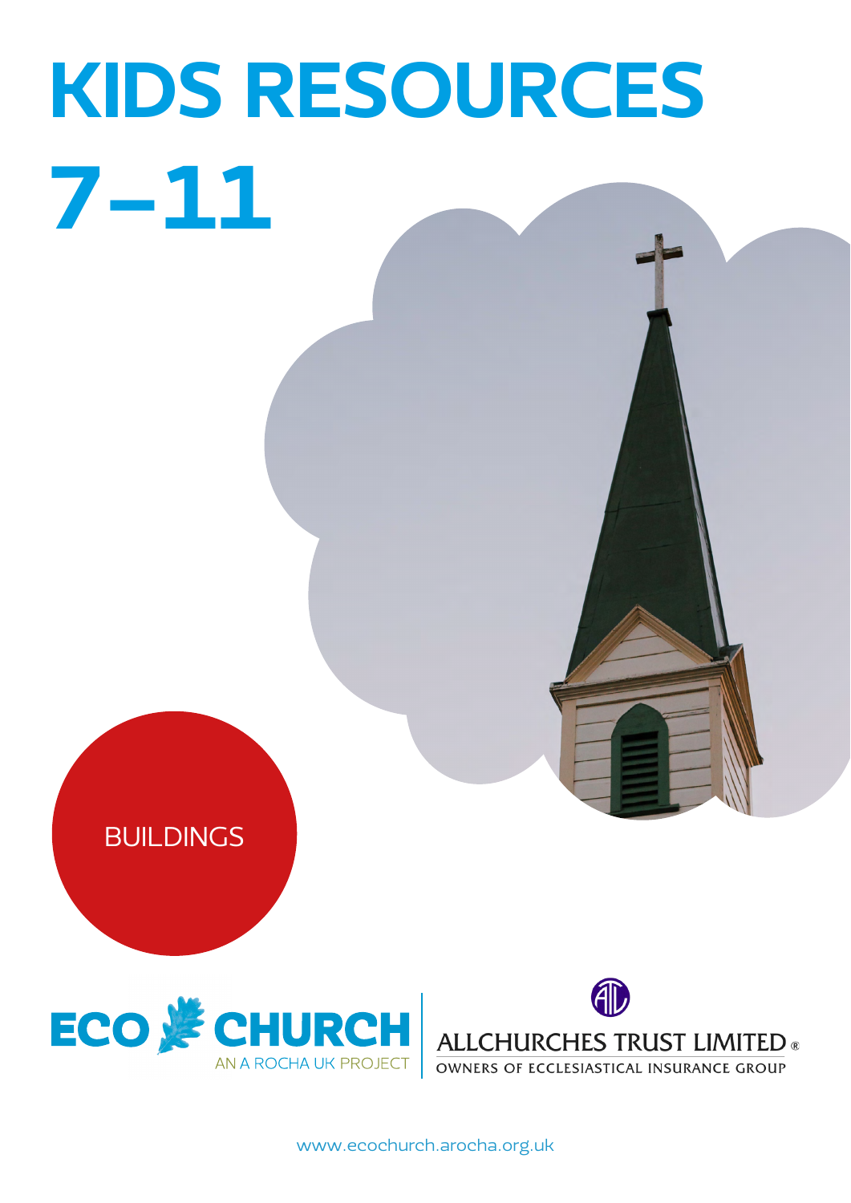# KIDS RESOURCES 7–11

BUILDINGS

ECO CHURCH
AN A ROCHA UK PROJECT

ALLCHURCHES TRUST LIMITED®
OWNERS OF ECCLESIASTICAL INSURANCE GROUP

www.ecochurch.arocha.org.uk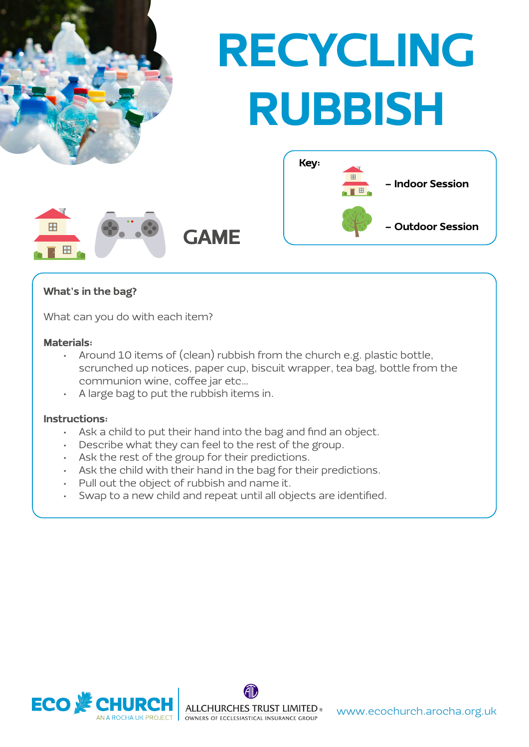# RECYCLING RUBBISH

**Key:**

– Indoor Session

– Outdoor Session

## GAME

**What's in the bag?**

What can you do with each item?

**Materials:**

- Around 10 items of (clean) rubbish from the church e.g. plastic bottle, scrunched up notices, paper cup, biscuit wrapper, tea bag, bottle from the communion wine, coffee jar etc...
- A large bag to put the rubbish items in.

**Instructions:**

- Ask a child to put their hand into the bag and find an object.
- Describe what they can feel to the rest of the group.
- Ask the rest of the group for their predictions.
- Ask the child with their hand in the bag for their predictions.
- Pull out the object of rubbish and name it.
- Swap to a new child and repeat until all objects are identified.

ECO CHURCH
AN A ROCHA UK PROJECT

ALLCHURCHES TRUST LIMITED®
OWNERS OF ECCLESIASTICAL INSURANCE GROUP

www.ecochurch.arocha.org.uk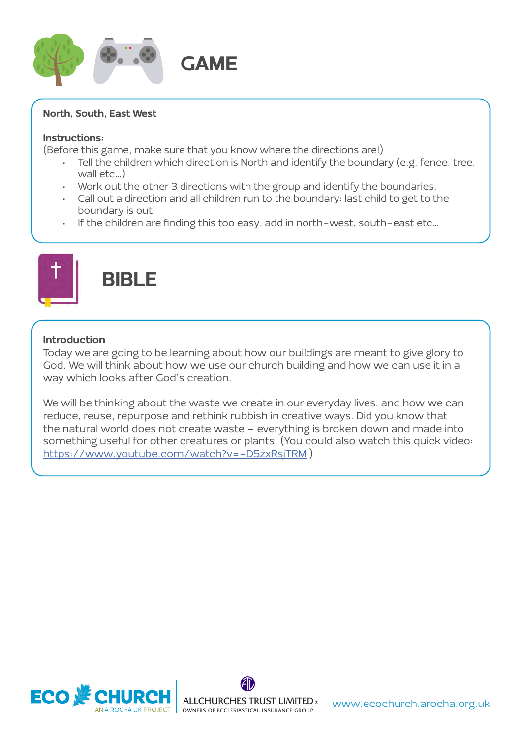# GAME

**North, South, East West**

**Instructions:**

(Before this game, make sure that you know where the directions are!)

- Tell the children which direction is North and identify the boundary (e.g. fence, tree, wall etc…)
- Work out the other 3 directions with the group and identify the boundaries.
- Call out a direction and all children run to the boundary: last child to get to the boundary is out.
- If the children are finding this too easy, add in north-west, south-east etc…

# BIBLE

**Introduction**

Today we are going to be learning about how our buildings are meant to give glory to God. We will think about how we use our church building and how we can use it in a way which looks after God's creation.

We will be thinking about the waste we create in our everyday lives, and how we can reduce, reuse, repurpose and rethink rubbish in creative ways. Did you know that the natural world does not create waste – everything is broken down and made into something useful for other creatures or plants. (You could also watch this quick video: https://www.youtube.com/watch?v=-D5zxRsjTRM )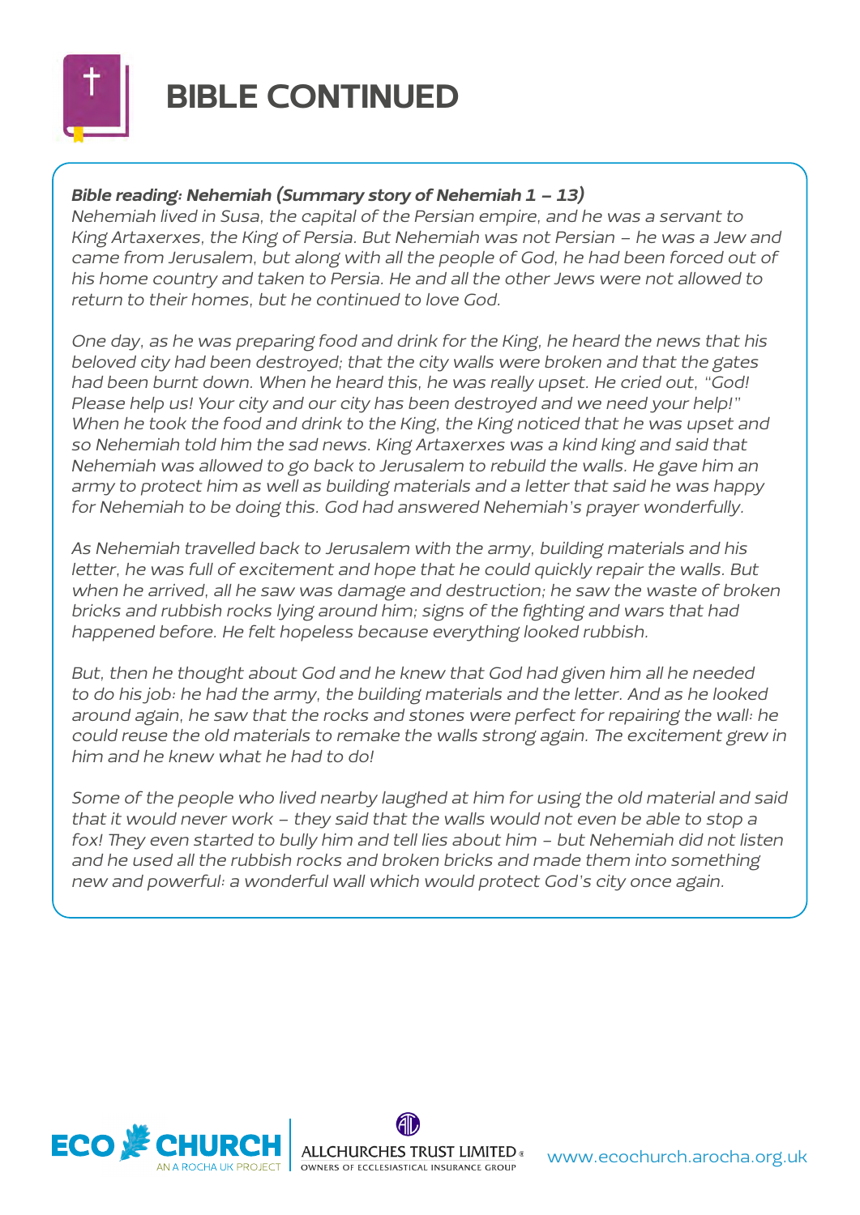# BIBLE CONTINUED

***Bible reading: Nehemiah (Summary story of Nehemiah 1 – 13)***

*Nehemiah lived in Susa, the capital of the Persian empire, and he was a servant to King Artaxerxes, the King of Persia. But Nehemiah was not Persian – he was a Jew and came from Jerusalem, but along with all the people of God, he had been forced out of his home country and taken to Persia. He and all the other Jews were not allowed to return to their homes, but he continued to love God.*

*One day, as he was preparing food and drink for the King, he heard the news that his beloved city had been destroyed; that the city walls were broken and that the gates had been burnt down. When he heard this, he was really upset. He cried out, "God! Please help us! Your city and our city has been destroyed and we need your help!" When he took the food and drink to the King, the King noticed that he was upset and so Nehemiah told him the sad news. King Artaxerxes was a kind king and said that Nehemiah was allowed to go back to Jerusalem to rebuild the walls. He gave him an army to protect him as well as building materials and a letter that said he was happy for Nehemiah to be doing this. God had answered Nehemiah's prayer wonderfully.*

*As Nehemiah travelled back to Jerusalem with the army, building materials and his letter, he was full of excitement and hope that he could quickly repair the walls. But when he arrived, all he saw was damage and destruction; he saw the waste of broken bricks and rubbish rocks lying around him; signs of the fighting and wars that had happened before. He felt hopeless because everything looked rubbish.*

*But, then he thought about God and he knew that God had given him all he needed to do his job: he had the army, the building materials and the letter. And as he looked around again, he saw that the rocks and stones were perfect for repairing the wall: he could reuse the old materials to remake the walls strong again. The excitement grew in him and he knew what he had to do!*

*Some of the people who lived nearby laughed at him for using the old material and said that it would never work – they said that the walls would not even be able to stop a fox! They even started to bully him and tell lies about him – but Nehemiah did not listen and he used all the rubbish rocks and broken bricks and made them into something new and powerful: a wonderful wall which would protect God's city once again.*

ECO CHURCH — AN A ROCHA UK PROJECT | ALLCHURCHES TRUST LIMITED — OWNERS OF ECCLESIASTICAL INSURANCE GROUP | www.ecochurch.arocha.org.uk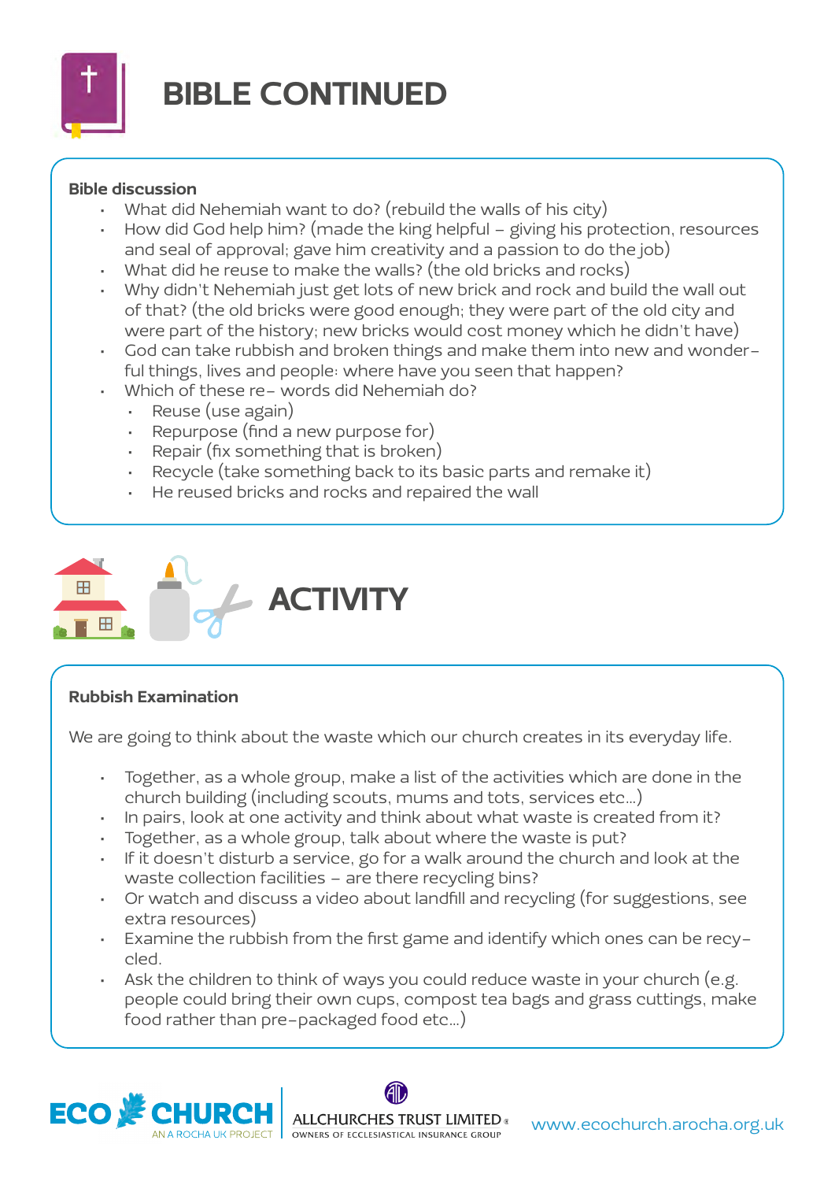# BIBLE CONTINUED

**Bible discussion**

- What did Nehemiah want to do? (rebuild the walls of his city)
- How did God help him? (made the king helpful – giving his protection, resources and seal of approval; gave him creativity and a passion to do the job)
- What did he reuse to make the walls? (the old bricks and rocks)
- Why didn't Nehemiah just get lots of new brick and rock and build the wall out of that? (the old bricks were good enough; they were part of the old city and were part of the history; new bricks would cost money which he didn't have)
- God can take rubbish and broken things and make them into new and wonderful things, lives and people: where have you seen that happen?
- Which of these re- words did Nehemiah do?
  - Reuse (use again)
  - Repurpose (find a new purpose for)
  - Repair (fix something that is broken)
  - Recycle (take something back to its basic parts and remake it)
  - He reused bricks and rocks and repaired the wall

# ACTIVITY

**Rubbish Examination**

We are going to think about the waste which our church creates in its everyday life.

- Together, as a whole group, make a list of the activities which are done in the church building (including scouts, mums and tots, services etc…)
- In pairs, look at one activity and think about what waste is created from it?
- Together, as a whole group, talk about where the waste is put?
- If it doesn't disturb a service, go for a walk around the church and look at the waste collection facilities – are there recycling bins?
- Or watch and discuss a video about landfill and recycling (for suggestions, see extra resources)
- Examine the rubbish from the first game and identify which ones can be recycled.
- Ask the children to think of ways you could reduce waste in your church (e.g. people could bring their own cups, compost tea bags and grass cuttings, make food rather than pre-packaged food etc…)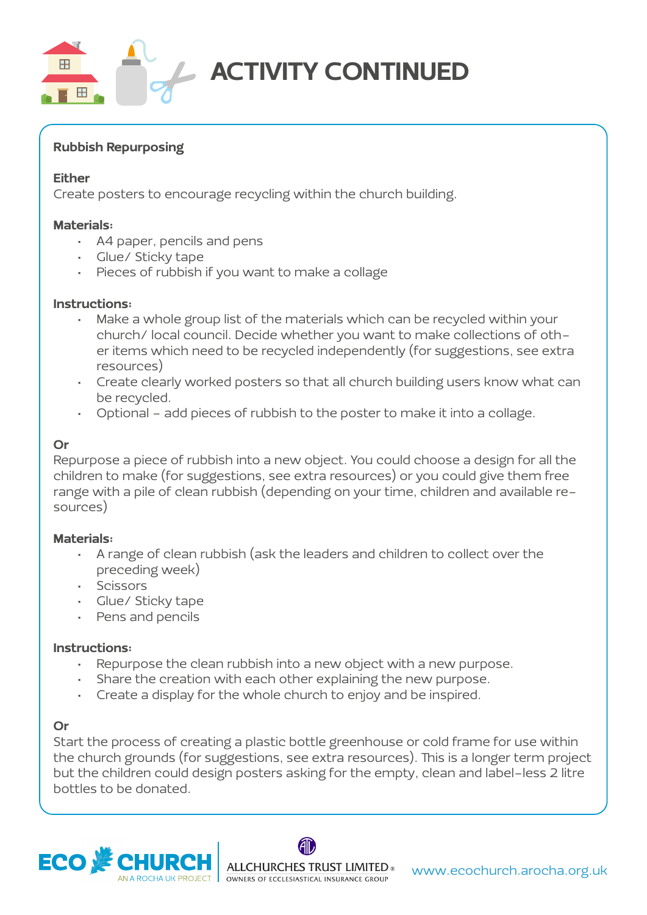# ACTIVITY CONTINUED

**Rubbish Repurposing**

**Either**
Create posters to encourage recycling within the church building.

**Materials:**

- A4 paper, pencils and pens
- Glue/ Sticky tape
- Pieces of rubbish if you want to make a collage

**Instructions:**

- Make a whole group list of the materials which can be recycled within your church/ local council. Decide whether you want to make collections of other items which need to be recycled independently (for suggestions, see extra resources)
- Create clearly worked posters so that all church building users know what can be recycled.
- Optional – add pieces of rubbish to the poster to make it into a collage.

**Or**
Repurpose a piece of rubbish into a new object. You could choose a design for all the children to make (for suggestions, see extra resources) or you could give them free range with a pile of clean rubbish (depending on your time, children and available resources)

**Materials:**

- A range of clean rubbish (ask the leaders and children to collect over the preceding week)
- Scissors
- Glue/ Sticky tape
- Pens and pencils

**Instructions:**

- Repurpose the clean rubbish into a new object with a new purpose.
- Share the creation with each other explaining the new purpose.
- Create a display for the whole church to enjoy and be inspired.

**Or**
Start the process of creating a plastic bottle greenhouse or cold frame for use within the church grounds (for suggestions, see extra resources). This is a longer term project but the children could design posters asking for the empty, clean and label-less 2 litre bottles to be donated.

ECO CHURCH – AN A ROCHA UK PROJECT | ALLCHURCHES TRUST LIMITED® OWNERS OF ECCLESIASTICAL INSURANCE GROUP | www.ecochurch.arocha.org.uk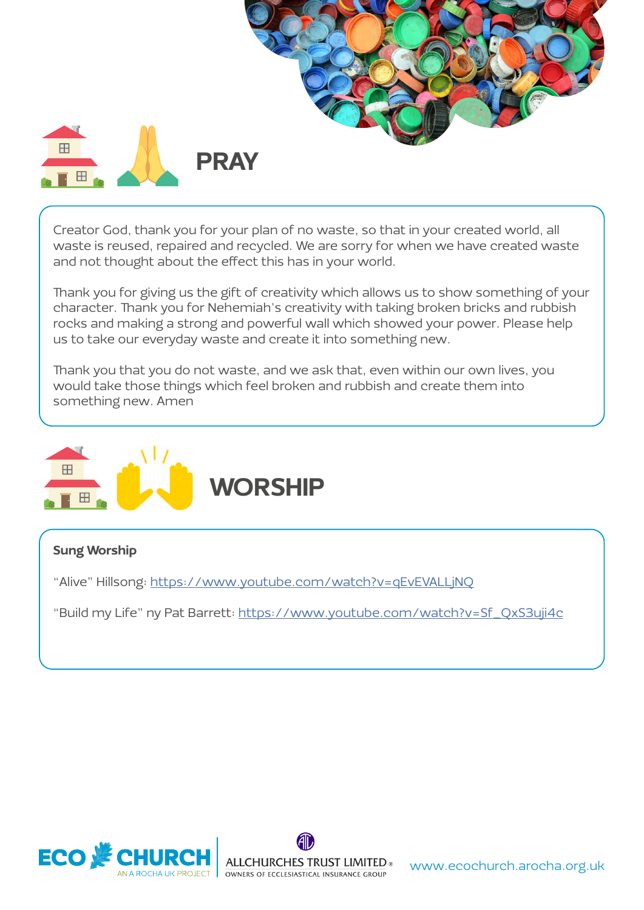## PRAY

Creator God, thank you for your plan of no waste, so that in your created world, all waste is reused, repaired and recycled. We are sorry for when we have created waste and not thought about the effect this has in your world.

Thank you for giving us the gift of creativity which allows us to show something of your character. Thank you for Nehemiah's creativity with taking broken bricks and rubbish rocks and making a strong and powerful wall which showed your power. Please help us to take our everyday waste and create it into something new.

Thank you that you do not waste, and we ask that, even within our own lives, you would take those things which feel broken and rubbish and create them into something new. Amen

## WORSHIP

**Sung Worship**

"Alive" Hillsong: https://www.youtube.com/watch?v=qEvEVALLjNQ

"Build my Life" ny Pat Barrett: https://www.youtube.com/watch?v=Sf_QxS3uji4c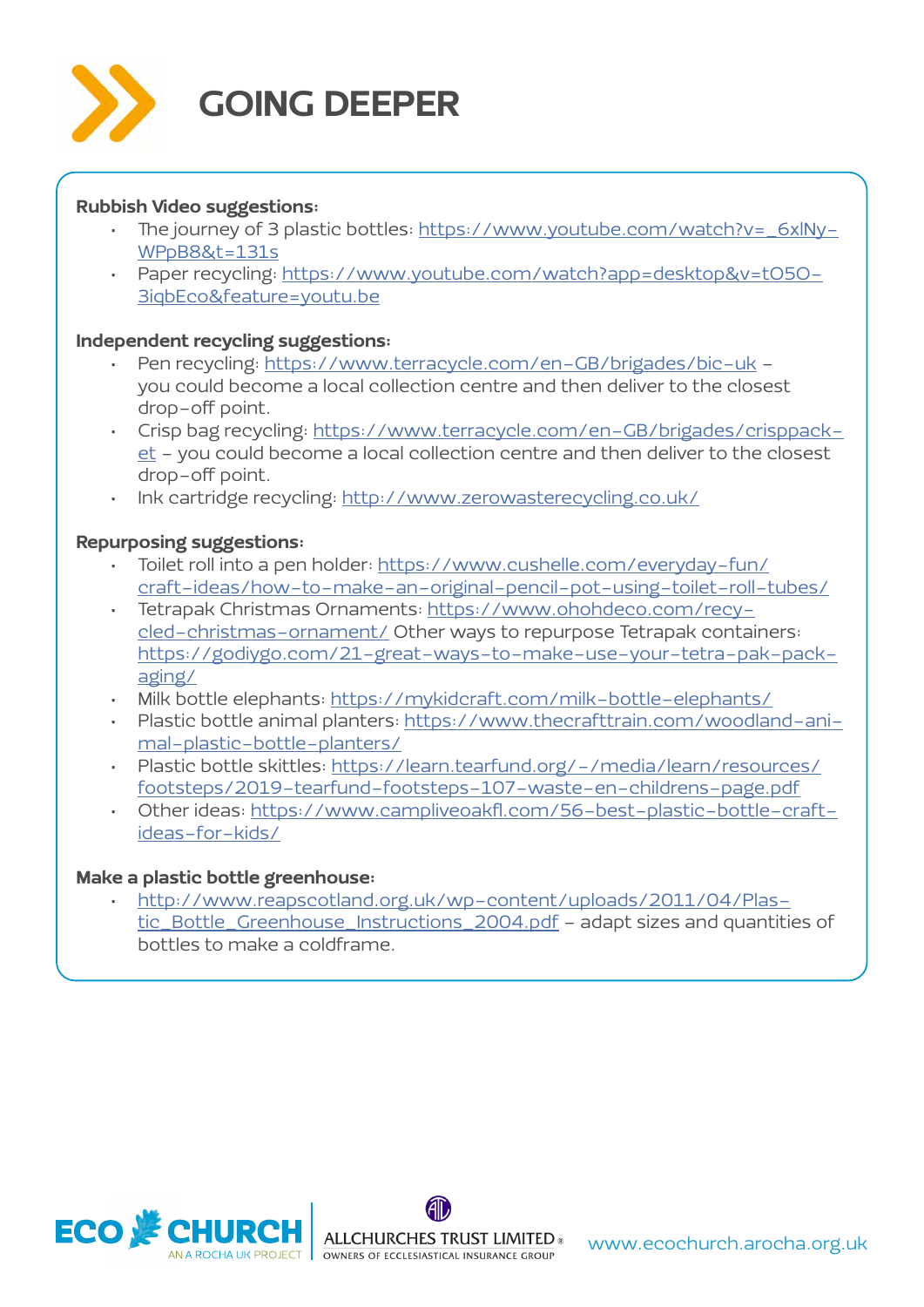# GOING DEEPER

**Rubbish Video suggestions:**

- The journey of 3 plastic bottles: https://www.youtube.com/watch?v=_6xlNy-WPpB8&t=131s
- Paper recycling: https://www.youtube.com/watch?app=desktop&v=tO5O-3iqbEco&feature=youtu.be

**Independent recycling suggestions:**

- Pen recycling: https://www.terracycle.com/en-GB/brigades/bic-uk – you could become a local collection centre and then deliver to the closest drop-off point.
- Crisp bag recycling: https://www.terracycle.com/en-GB/brigades/crisppacket – you could become a local collection centre and then deliver to the closest drop-off point.
- Ink cartridge recycling: http://www.zerowasterecycling.co.uk/

**Repurposing suggestions:**

- Toilet roll into a pen holder: https://www.cushelle.com/everyday-fun/craft-ideas/how-to-make-an-original-pencil-pot-using-toilet-roll-tubes/
- Tetrapak Christmas Ornaments: https://www.ohohdeco.com/recycled-christmas-ornament/ Other ways to repurpose Tetrapak containers: https://godiygo.com/21-great-ways-to-make-use-your-tetra-pak-packaging/
- Milk bottle elephants: https://mykidcraft.com/milk-bottle-elephants/
- Plastic bottle animal planters: https://www.thecrafttrain.com/woodland-animal-plastic-bottle-planters/
- Plastic bottle skittles: https://learn.tearfund.org/-/media/learn/resources/footsteps/2019-tearfund-footsteps-107-waste-en-childrens-page.pdf
- Other ideas: https://www.campliveoakfl.com/56-best-plastic-bottle-craft-ideas-for-kids/

**Make a plastic bottle greenhouse:**

- http://www.reapscotland.org.uk/wp-content/uploads/2011/04/Plastic_Bottle_Greenhouse_Instructions_2004.pdf – adapt sizes and quantities of bottles to make a coldframe.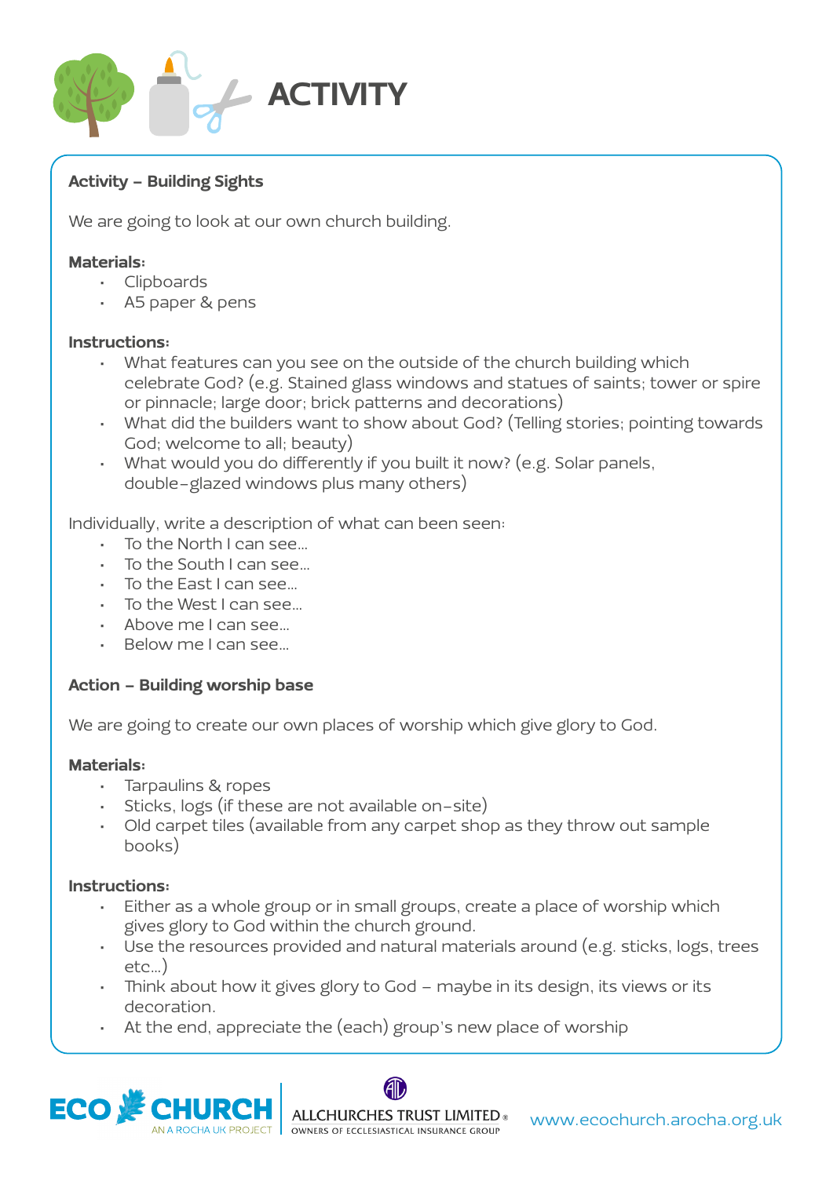# ACTIVITY

**Activity – Building Sights**

We are going to look at our own church building.

**Materials:**

- Clipboards
- A5 paper & pens

**Instructions:**

- What features can you see on the outside of the church building which celebrate God? (e.g. Stained glass windows and statues of saints; tower or spire or pinnacle; large door; brick patterns and decorations)
- What did the builders want to show about God? (Telling stories; pointing towards God; welcome to all; beauty)
- What would you do differently if you built it now? (e.g. Solar panels, double-glazed windows plus many others)

Individually, write a description of what can been seen:

- To the North I can see...
- To the South I can see...
- To the East I can see...
- To the West I can see...
- Above me I can see...
- Below me I can see...

**Action – Building worship base**

We are going to create our own places of worship which give glory to God.

**Materials:**

- Tarpaulins & ropes
- Sticks, logs (if these are not available on-site)
- Old carpet tiles (available from any carpet shop as they throw out sample books)

**Instructions:**

- Either as a whole group or in small groups, create a place of worship which gives glory to God within the church ground.
- Use the resources provided and natural materials around (e.g. sticks, logs, trees etc...)
- Think about how it gives glory to God – maybe in its design, its views or its decoration.
- At the end, appreciate the (each) group's new place of worship

ECO CHURCH AN A ROCHA UK PROJECT | ALLCHURCHES TRUST LIMITED® OWNERS OF ECCLESIASTICAL INSURANCE GROUP | www.ecochurch.arocha.org.uk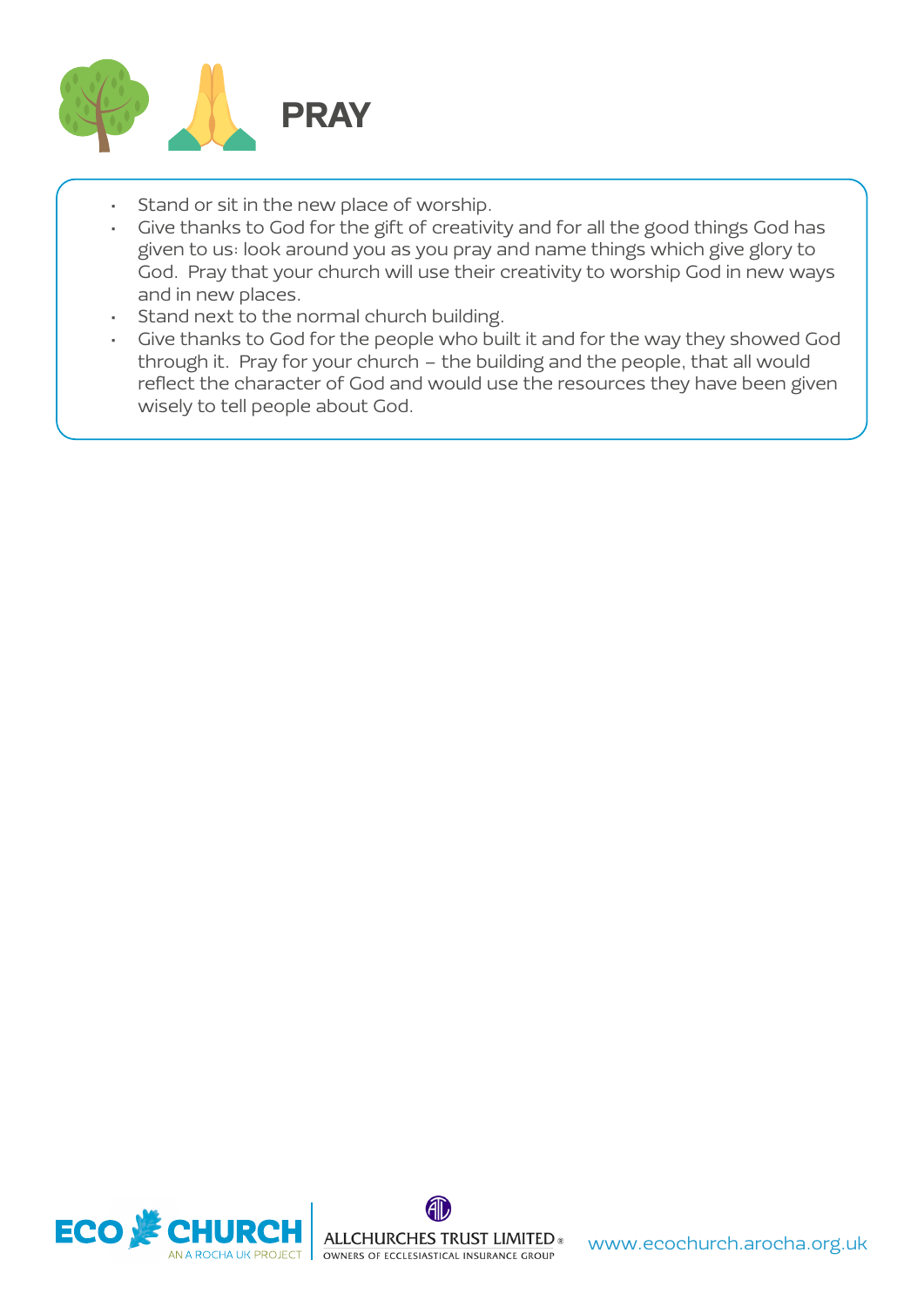# PRAY

- Stand or sit in the new place of worship.
- Give thanks to God for the gift of creativity and for all the good things God has given to us: look around you as you pray and name things which give glory to God. Pray that your church will use their creativity to worship God in new ways and in new places.
- Stand next to the normal church building.
- Give thanks to God for the people who built it and for the way they showed God through it. Pray for your church – the building and the people, that all would reflect the character of God and would use the resources they have been given wisely to tell people about God.